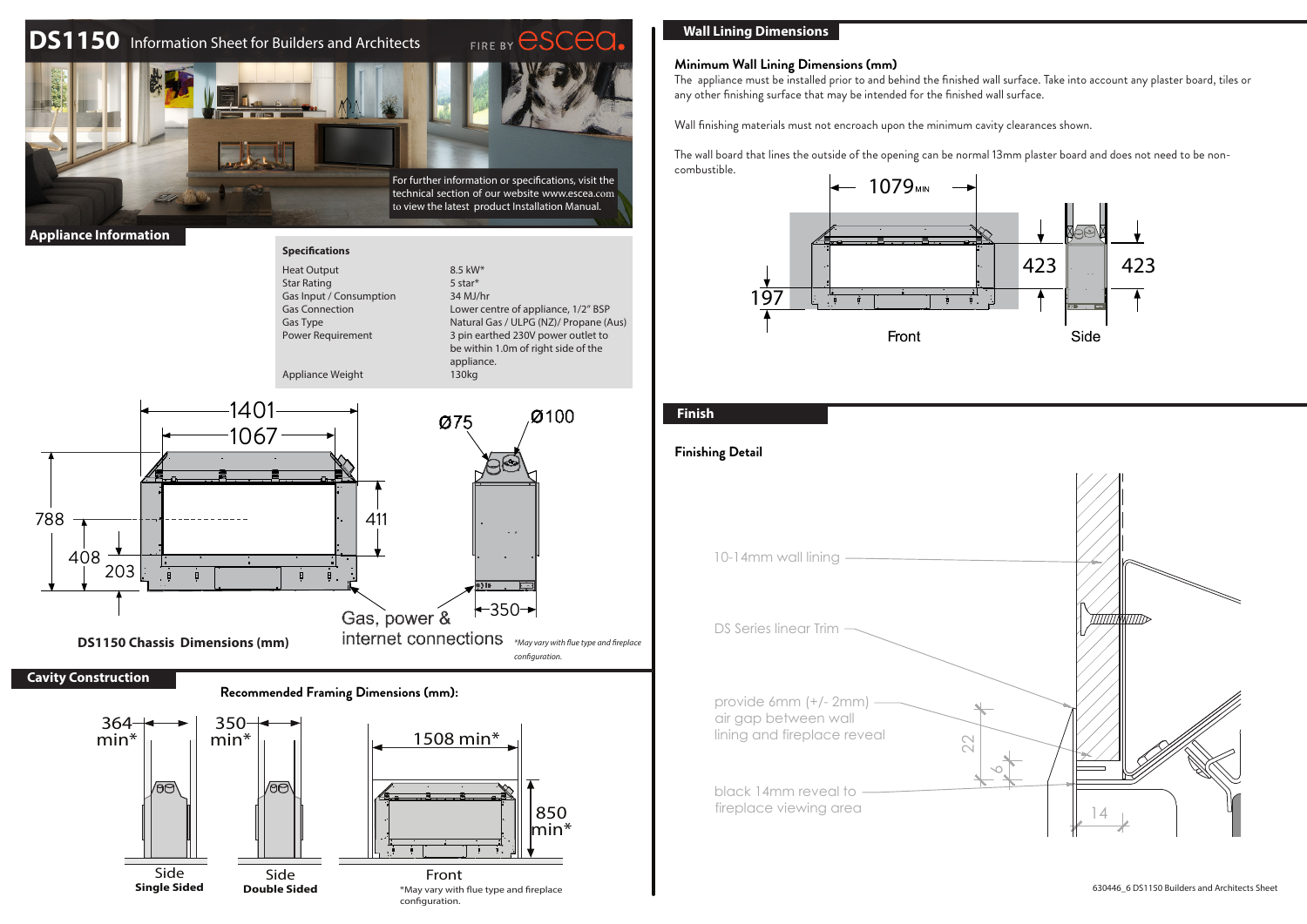# DS1150 Information Sheet for Builders and Architects

FIRE BY escea.

For further information or specifications, visit the technical section of our website www.escea.com to view the latest product Installation Manual.

## Appliance Information

### Specifications

| | |
|---|---|
| Heat Output | 8.5 kW* |
| Star Rating | 5 star* |
| Gas Input / Consumption | 34 MJ/hr |
| Gas Connection | Lower centre of appliance, 1/2" BSP |
| Gas Type | Natural Gas / ULPG (NZ)/ Propane (Aus) |
| Power Requirement | 3 pin earthed 230V power outlet to be within 1.0m of right side of the appliance. |
| Appliance Weight | 130kg |

1401
1067
788
408
203
411
Ø75
Ø100
350
Gas, power & internet connections

**DS1150 Chassis Dimensions (mm)**

*May vary with flue type and fireplace configuration.

## Cavity Construction

**Recommended Framing Dimensions (mm):**

364 min*
350 min*
1508 min*
850 min*

Side **Single Sided**

Side **Double Sided**

Front

*May vary with flue type and fireplace configuration.

## Wall Lining Dimensions

**Minimum Wall Lining Dimensions (mm)**

The appliance must be installed prior to and behind the finished wall surface. Take into account any plaster board, tiles or any other finishing surface that may be intended for the finished wall surface.

Wall finishing materials must not encroach upon the minimum cavity clearances shown.

The wall board that lines the outside of the opening can be normal 13mm plaster board and does not need to be non-combustible.

1079 MIN
197
423
423
Front
Side

## Finish

**Finishing Detail**

10-14mm wall lining

DS Series linear Trim

provide 6mm (+/- 2mm) air gap between wall lining and fireplace reveal

black 14mm reveal to fireplace viewing area

22
6
14

630446_6 DS1150 Builders and Architects Sheet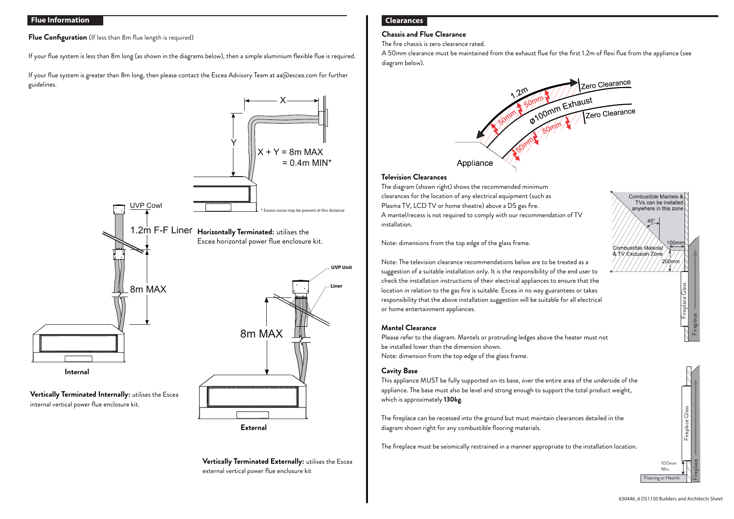## Flue Information

**Flue Configuration** (If less than 8m flue length is required)

If your flue system is less than 8m long (as shown in the diagrams below), then a simple aluminium flexible flue is required.

If your flue system is greater than 8m long, then please contact the Escea Advisory Team at aa@escea.com for further guidelines.

X

Y

X + Y = 8m MAX
= 0.4m MIN*

\* Excess noise may be present at this distance

**Horizontally Terminated:** utilises the Escea horizontal power flue enclosure kit.

UVP Cowl

1.2m F-F Liner

8m MAX

**Internal**

**Vertically Terminated Internally:** utilises the Escea internal vertical power flue enclosure kit.

UVP Unit

Liner

8m MAX

**External**

**Vertically Terminated Externally:** utilises the Escea external vertical power flue enclosure kit

## Clearances

**Chassis and Flue Clearance**

The fire chassis is zero clearance rated.

A 50mm clearance must be maintained from the exhaust flue for the first 1.2m of flexi flue from the appliance (see diagram below).

1.2m

Zero Clearance

50mm

50mm

ø100mm Exhaust

Zero Clearance

50mm

50mm

50mm

Appliance

**Television Clearances**

The diagram (shown right) shows the recommended minimum clearances for the location of any electrical equipment (such as Plasma TV, LCD TV or home theatre) above a DS gas fire.

A mantel/recess is not required to comply with our recommendation of TV installation.

Note: dimensions from the top edge of the glass frame.

Note: The television clearance recommendations below are to be treated as a suggestion of a suitable installation only. It is the responsibility of the end user to check the installation instructions of their electrical appliances to ensure that the location in relation to the gas fire is suitable. Escea in no way guarantees or takes responsibility that the above installation suggestion will be suitable for all electrical or home entertainment appliances.

Combustible Mantels & TVs can be installed anywhere in this zone

45°

100mm

Combustible Material & TV Exclusion Zone

200mm

Fireplace Glass

Fireplace

**Mantel Clearance**

Please refer to the diagram. Mantels or protruding ledges above the heater must not be installed lower than the dimension shown.

Note: dimension from the top edge of the glass frame.

**Cavity Base**

This appliance MUST be fully supported on its base, over the entire area of the underside of the appliance. The base must also be level and strong enough to support the total product weight, which is approximately **130kg**.

The fireplace can be recessed into the ground but must maintain clearances detailed in the diagram shown right for any combustible flooring materials.

The fireplace must be seismically restrained in a manner appropriate to the installation location.

Fireplace Glass

100mm Min.

Flooring or Hearth

Fireplace